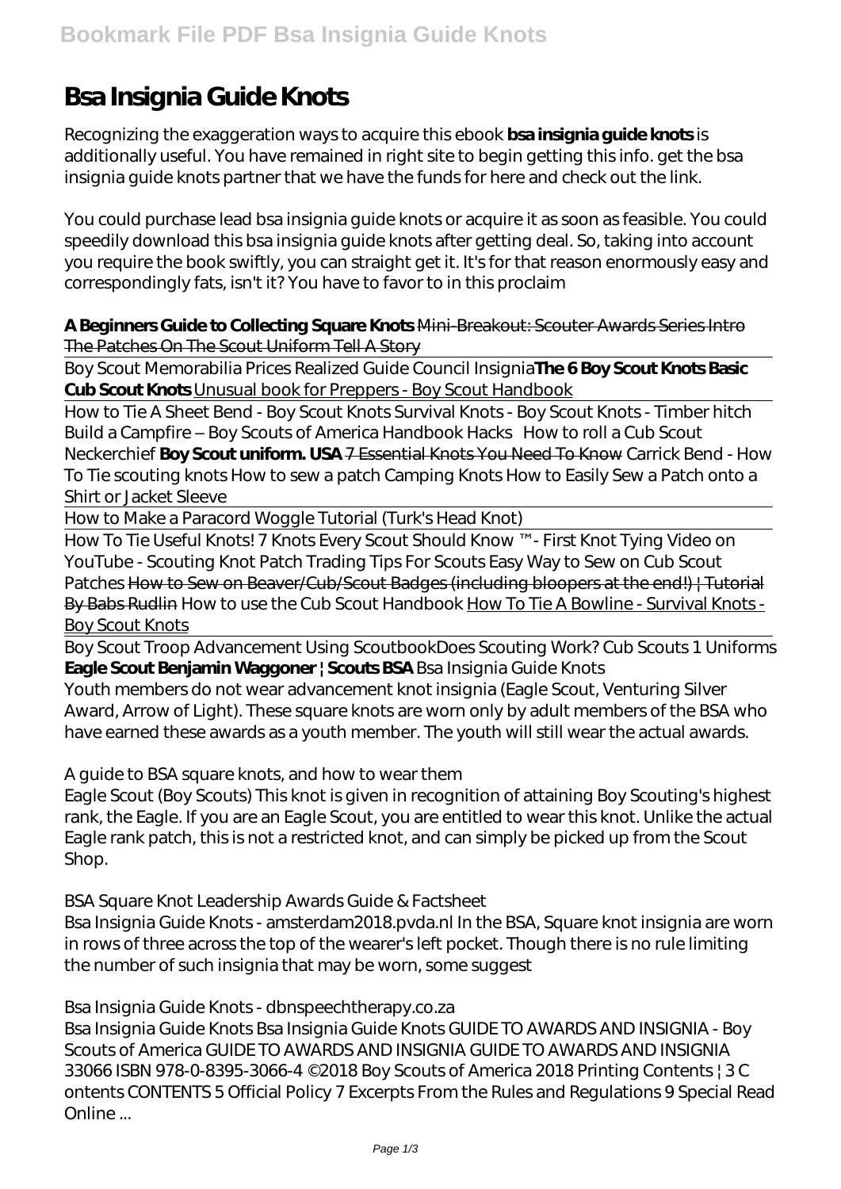# Bsa Insignia Guide Knots

Recognizing the exaggeration ways to acquire this ebook **bsa insignia guide knots** is additionally useful. You have remained in right site to begin getting this info. get the bsa insignia guide knots partner that we have the funds for here and check out the link.

You could purchase lead bsa insignia guide knots or acquire it as soon as feasible. You could speedily download this bsa insignia guide knots after getting deal. So, taking into account you require the book swiftly, you can straight get it. It's for that reason enormously easy and correspondingly fats, isn't it? You have to favor to in this proclaim

**A Beginners Guide to Collecting Square Knots** Mini-Breakout: Scouter Awards Series Intro The Patches On The Scout Uniform Tell A Story

Boy Scout Memorabilia Prices Realized Guide Council Insignia **The 6 Boy Scout Knots Basic Cub Scout Knots** Unusual book for Preppers - Boy Scout Handbook

How to Tie A Sheet Bend - Boy Scout Knots *Survival Knots - Boy Scout Knots - Timber hitch* *Build a Campfire – Boy Scouts of America Handbook Hacks* *How to roll a Cub Scout Neckerchief* **Boy Scout uniform. USA** 7 Essential Knots You Need To Know *Carrick Bend - How To Tie scouting knots* *How to sew a patch* *Camping Knots* *How to Easily Sew a Patch onto a Shirt or Jacket Sleeve*

How to Make a Paracord Woggle Tutorial (Turk's Head Knot)

How To Tie Useful Knots! 7 Knots Every Scout Should Know ™ - First Knot Tying Video on YouTube - Scouting *Knot Patch Trading Tips For Scouts* *Easy Way to Sew on Cub Scout Patches* How to Sew on Beaver/Cub/Scout Badges (including bloopers at the end!) | Tutorial By Babs Rudlin *How to use the Cub Scout Handbook* How To Tie A Bowline - Survival Knots - Boy Scout Knots

Boy Scout Troop Advancement Using Scoutbook *Does Scouting Work?* *Cub Scouts 1 Uniforms* **Eagle Scout Benjamin Waggoner | Scouts BSA** *Bsa Insignia Guide Knots*

Youth members do not wear advancement knot insignia (Eagle Scout, Venturing Silver Award, Arrow of Light). These square knots are worn only by adult members of the BSA who have earned these awards as a youth member. The youth will still wear the actual awards.

*A guide to BSA square knots, and how to wear them*

Eagle Scout (Boy Scouts) This knot is given in recognition of attaining Boy Scouting's highest rank, the Eagle. If you are an Eagle Scout, you are entitled to wear this knot. Unlike the actual Eagle rank patch, this is not a restricted knot, and can simply be picked up from the Scout Shop.

*BSA Square Knot Leadership Awards Guide & Factsheet*

Bsa Insignia Guide Knots - amsterdam2018.pvda.nl In the BSA, Square knot insignia are worn in rows of three across the top of the wearer's left pocket. Though there is no rule limiting the number of such insignia that may be worn, some suggest

*Bsa Insignia Guide Knots - dbnspeechtherapy.co.za*

Bsa Insignia Guide Knots Bsa Insignia Guide Knots GUIDE TO AWARDS AND INSIGNIA - Boy Scouts of America GUIDE TO AWARDS AND INSIGNIA GUIDE TO AWARDS AND INSIGNIA 33066 ISBN 978-0-8395-3066-4 ©2018 Boy Scouts of America 2018 Printing Contents | 3 C ontents CONTENTS 5 Official Policy 7 Excerpts From the Rules and Regulations 9 Special Read Online ...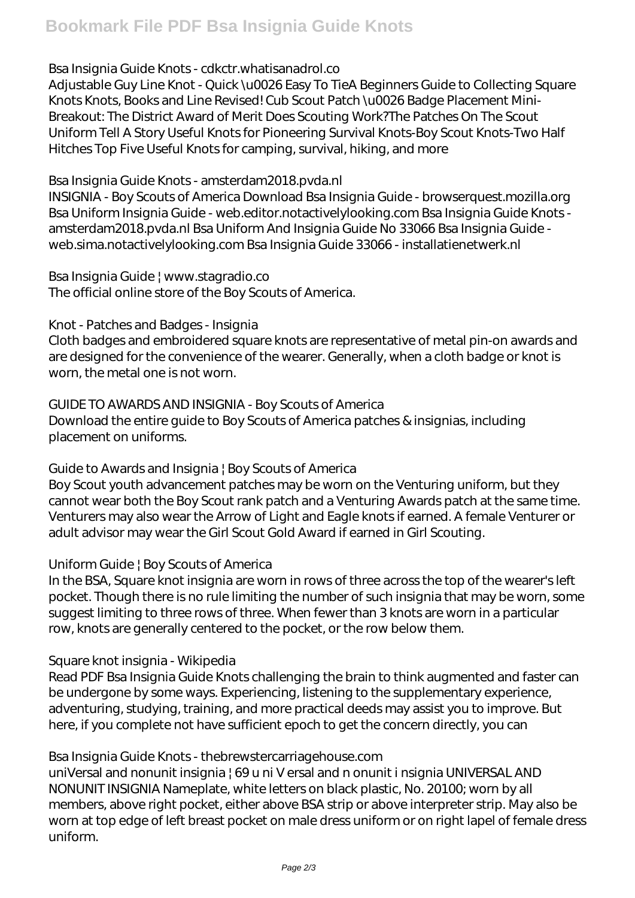## Bsa Insignia Guide Knots - cdkctr.whatisanadrol.co

Adjustable Guy Line Knot - Quick \u0026 Easy To TieA Beginners Guide to Collecting Square Knots Knots, Books and Line Revised! Cub Scout Patch \u0026 Badge Placement Mini-Breakout: The District Award of Merit Does Scouting Work?The Patches On The Scout Uniform Tell A Story Useful Knots for Pioneering Survival Knots-Boy Scout Knots-Two Half Hitches Top Five Useful Knots for camping, survival, hiking, and more

## Bsa Insignia Guide Knots - amsterdam2018.pvda.nl

INSIGNIA - Boy Scouts of America Download Bsa Insignia Guide - browserquest.mozilla.org Bsa Uniform Insignia Guide - web.editor.notactivelylooking.com Bsa Insignia Guide Knots - amsterdam2018.pvda.nl Bsa Uniform And Insignia Guide No 33066 Bsa Insignia Guide - web.sima.notactivelylooking.com Bsa Insignia Guide 33066 - installatienetwerk.nl

## Bsa Insignia Guide | www.stagradio.co

The official online store of the Boy Scouts of America.

## Knot - Patches and Badges - Insignia

Cloth badges and embroidered square knots are representative of metal pin-on awards and are designed for the convenience of the wearer. Generally, when a cloth badge or knot is worn, the metal one is not worn.

## GUIDE TO AWARDS AND INSIGNIA - Boy Scouts of America

Download the entire guide to Boy Scouts of America patches & insignias, including placement on uniforms.

## Guide to Awards and Insignia | Boy Scouts of America

Boy Scout youth advancement patches may be worn on the Venturing uniform, but they cannot wear both the Boy Scout rank patch and a Venturing Awards patch at the same time. Venturers may also wear the Arrow of Light and Eagle knots if earned. A female Venturer or adult advisor may wear the Girl Scout Gold Award if earned in Girl Scouting.

## Uniform Guide | Boy Scouts of America

In the BSA, Square knot insignia are worn in rows of three across the top of the wearer's left pocket. Though there is no rule limiting the number of such insignia that may be worn, some suggest limiting to three rows of three. When fewer than 3 knots are worn in a particular row, knots are generally centered to the pocket, or the row below them.

## Square knot insignia - Wikipedia

Read PDF Bsa Insignia Guide Knots challenging the brain to think augmented and faster can be undergone by some ways. Experiencing, listening to the supplementary experience, adventuring, studying, training, and more practical deeds may assist you to improve. But here, if you complete not have sufficient epoch to get the concern directly, you can

## Bsa Insignia Guide Knots - thebrewstercarriagehouse.com

uniVersal and nonunit insignia | 69 u ni V ersal and n onunit i nsignia UNIVERSAL AND NONUNIT INSIGNIA Nameplate, white letters on black plastic, No. 20100; worn by all members, above right pocket, either above BSA strip or above interpreter strip. May also be worn at top edge of left breast pocket on male dress uniform or on right lapel of female dress uniform.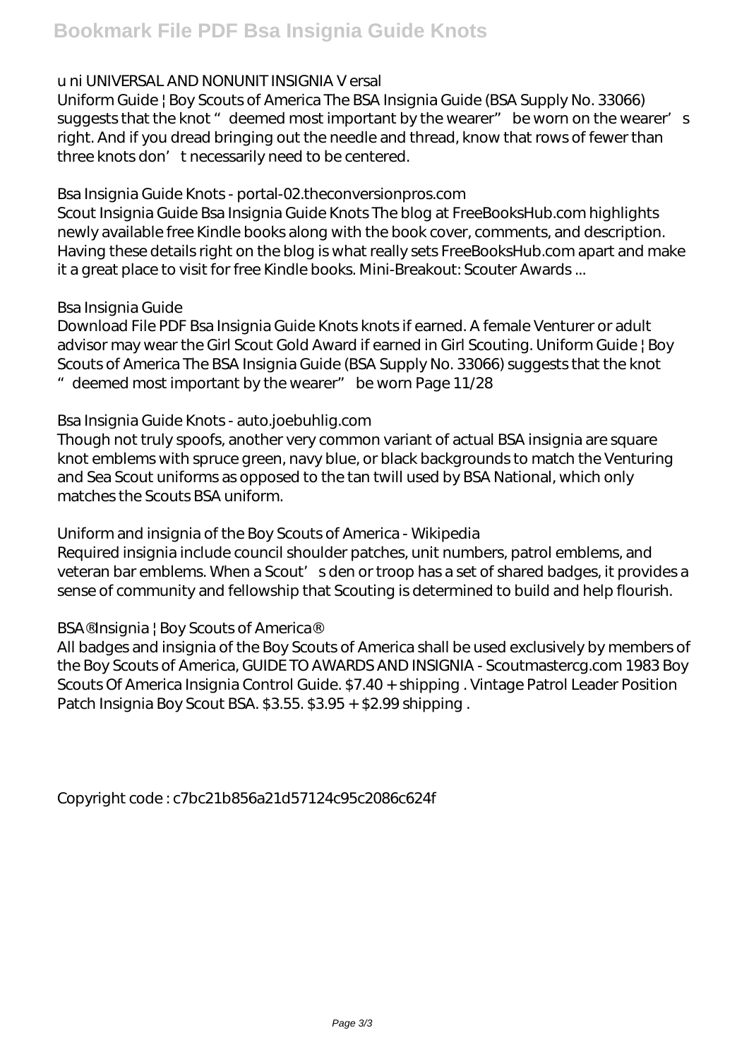u ni UNIVERSAL AND NONUNIT INSIGNIA V ersal

Uniform Guide | Boy Scouts of America The BSA Insignia Guide (BSA Supply No. 33066) suggests that the knot "deemed most important by the wearer" be worn on the wearer's right. And if you dread bringing out the needle and thread, know that rows of fewer than three knots don't necessarily need to be centered.

Bsa Insignia Guide Knots - portal-02.theconversionpros.com

Scout Insignia Guide Bsa Insignia Guide Knots The blog at FreeBooksHub.com highlights newly available free Kindle books along with the book cover, comments, and description. Having these details right on the blog is what really sets FreeBooksHub.com apart and make it a great place to visit for free Kindle books. Mini-Breakout: Scouter Awards ...

Bsa Insignia Guide

Download File PDF Bsa Insignia Guide Knots knots if earned. A female Venturer or adult advisor may wear the Girl Scout Gold Award if earned in Girl Scouting. Uniform Guide | Boy Scouts of America The BSA Insignia Guide (BSA Supply No. 33066) suggests that the knot "deemed most important by the wearer" be worn Page 11/28

Bsa Insignia Guide Knots - auto.joebuhlig.com

Though not truly spoofs, another very common variant of actual BSA insignia are square knot emblems with spruce green, navy blue, or black backgrounds to match the Venturing and Sea Scout uniforms as opposed to the tan twill used by BSA National, which only matches the Scouts BSA uniform.

Uniform and insignia of the Boy Scouts of America - Wikipedia

Required insignia include council shoulder patches, unit numbers, patrol emblems, and veteran bar emblems. When a Scout's den or troop has a set of shared badges, it provides a sense of community and fellowship that Scouting is determined to build and help flourish.

BSA® Insignia | Boy Scouts of America®

All badges and insignia of the Boy Scouts of America shall be used exclusively by members of the Boy Scouts of America, GUIDE TO AWARDS AND INSIGNIA - Scoutmastercg.com 1983 Boy Scouts Of America Insignia Control Guide. $7.40 + shipping . Vintage Patrol Leader Position Patch Insignia Boy Scout BSA. $3.55. $3.95 + $2.99 shipping .

Copyright code : c7bc21b856a21d57124c95c2086c624f